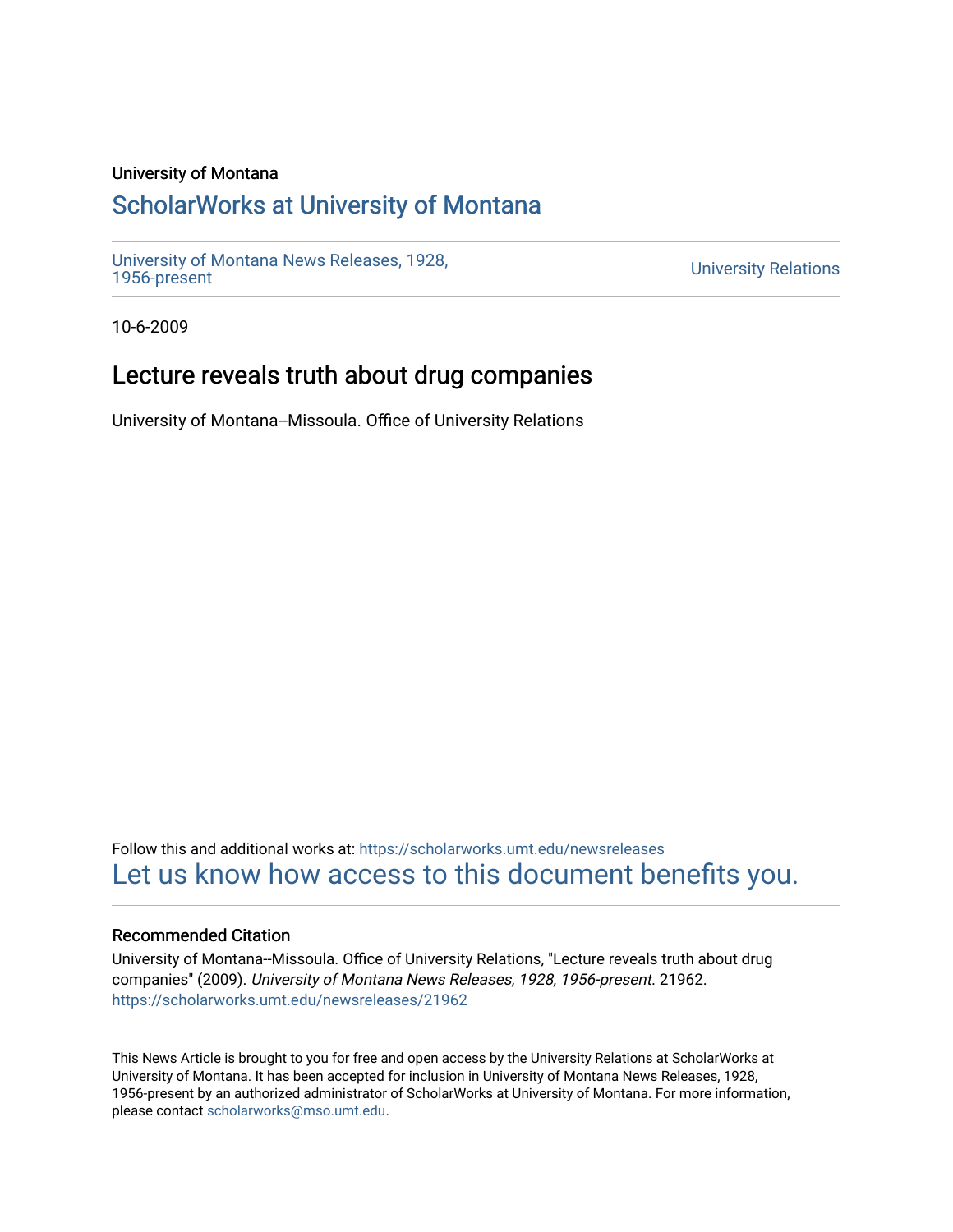University of Montana

## ScholarWorks at University of Montana

University of Montana News Releases, 1928, 1956-present

University Relations

10-6-2009

# Lecture reveals truth about drug companies

University of Montana--Missoula. Office of University Relations

Follow this and additional works at: https://scholarworks.umt.edu/newsreleases

Let us know how access to this document benefits you.

### Recommended Citation

University of Montana--Missoula. Office of University Relations, "Lecture reveals truth about drug companies" (2009). *University of Montana News Releases, 1928, 1956-present*. 21962. https://scholarworks.umt.edu/newsreleases/21962

This News Article is brought to you for free and open access by the University Relations at ScholarWorks at University of Montana. It has been accepted for inclusion in University of Montana News Releases, 1928, 1956-present by an authorized administrator of ScholarWorks at University of Montana. For more information, please contact scholarworks@mso.umt.edu.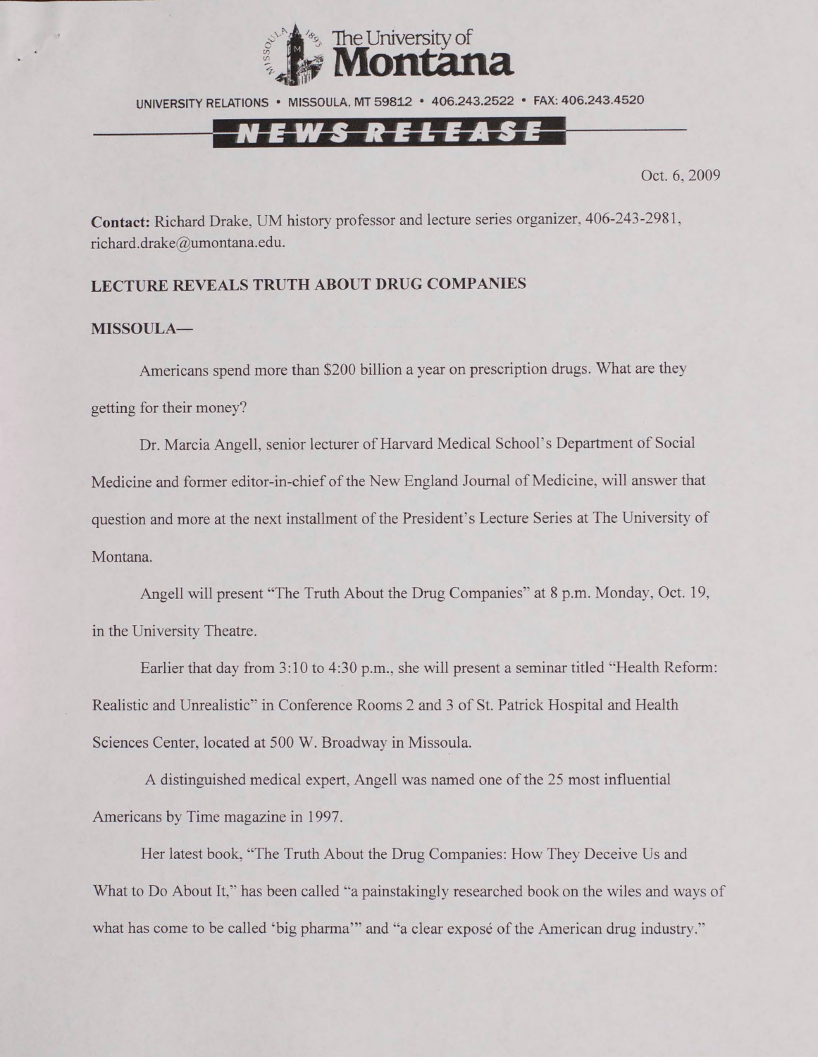The University of Montana

UNIVERSITY RELATIONS • MISSOULA, MT 59812 • 406.243.2522 • FAX: 406.243.4520

NEWS RELEASE

Oct. 6, 2009

**Contact:** Richard Drake, UM history professor and lecture series organizer, 406-243-2981, richard.drake@umontana.edu.

**LECTURE REVEALS TRUTH ABOUT DRUG COMPANIES**

**MISSOULA—**

Americans spend more than $200 billion a year on prescription drugs. What are they getting for their money?

Dr. Marcia Angell, senior lecturer of Harvard Medical School's Department of Social Medicine and former editor-in-chief of the New England Journal of Medicine, will answer that question and more at the next installment of the President's Lecture Series at The University of Montana.

Angell will present "The Truth About the Drug Companies" at 8 p.m. Monday, Oct. 19, in the University Theatre.

Earlier that day from 3:10 to 4:30 p.m., she will present a seminar titled "Health Reform: Realistic and Unrealistic" in Conference Rooms 2 and 3 of St. Patrick Hospital and Health Sciences Center, located at 500 W. Broadway in Missoula.

A distinguished medical expert, Angell was named one of the 25 most influential Americans by Time magazine in 1997.

Her latest book, "The Truth About the Drug Companies: How They Deceive Us and What to Do About It," has been called "a painstakingly researched book on the wiles and ways of what has come to be called 'big pharma'" and "a clear exposé of the American drug industry."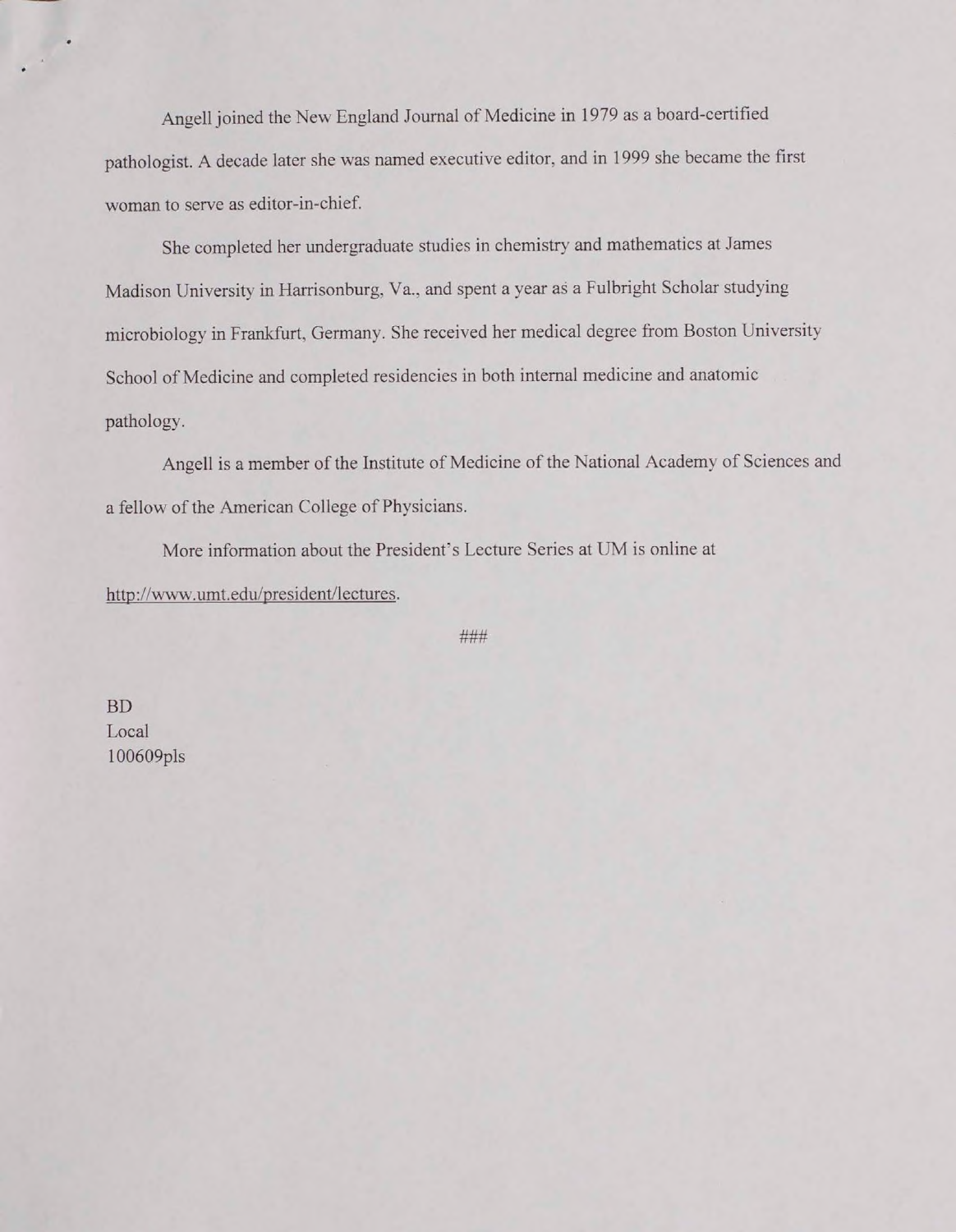Angell joined the New England Journal of Medicine in 1979 as a board-certified pathologist. A decade later she was named executive editor, and in 1999 she became the first woman to serve as editor-in-chief.

She completed her undergraduate studies in chemistry and mathematics at James Madison University in Harrisonburg, Va., and spent a year as a Fulbright Scholar studying microbiology in Frankfurt, Germany. She received her medical degree from Boston University School of Medicine and completed residencies in both internal medicine and anatomic pathology.

Angell is a member of the Institute of Medicine of the National Academy of Sciences and a fellow of the American College of Physicians.

More information about the President's Lecture Series at UM is online at http://www.umt.edu/president/lectures.

###

BD
Local
100609pls